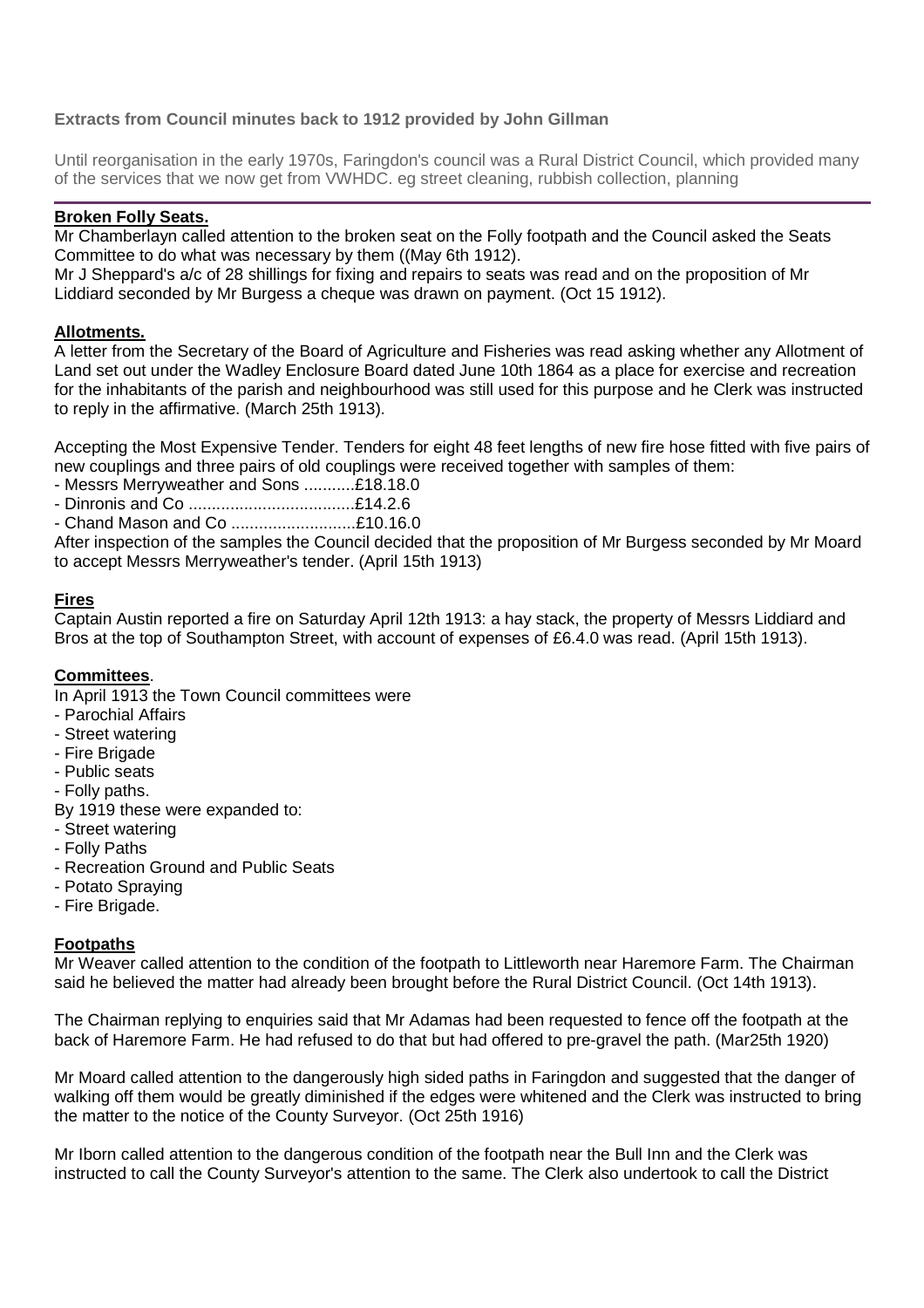**Extracts from Council minutes back to 1912 provided by John Gillman**

Until reorganisation in the early 1970s, Faringdon's council was a Rural District Council, which provided many of the services that we now get from VWHDC. eg street cleaning, rubbish collection, planning

---

**Broken Folly Seats.**

Mr Chamberlayn called attention to the broken seat on the Folly footpath and the Council asked the Seats Committee to do what was necessary by them ((May 6th 1912).

Mr J Sheppard's a/c of 28 shillings for fixing and repairs to seats was read and on the proposition of Mr Liddiard seconded by Mr Burgess a cheque was drawn on payment. (Oct 15 1912).

**Allotments.**

A letter from the Secretary of the Board of Agriculture and Fisheries was read asking whether any Allotment of Land set out under the Wadley Enclosure Board dated June 10th 1864 as a place for exercise and recreation for the inhabitants of the parish and neighbourhood was still used for this purpose and he Clerk was instructed to reply in the affirmative. (March 25th 1913).

Accepting the Most Expensive Tender. Tenders for eight 48 feet lengths of new fire hose fitted with five pairs of new couplings and three pairs of old couplings were received together with samples of them:

- Messrs Merryweather and Sons ...........£18.18.0
- Dinronis and Co ....................................£14.2.6
- Chand Mason and Co ...........................£10.16.0

After inspection of the samples the Council decided that the proposition of Mr Burgess seconded by Mr Moard to accept Messrs Merryweather's tender. (April 15th 1913)

**Fires**

Captain Austin reported a fire on Saturday April 12th 1913: a hay stack, the property of Messrs Liddiard and Bros at the top of Southampton Street, with account of expenses of £6.4.0 was read. (April 15th 1913).

**Committees**.

In April 1913 the Town Council committees were

- Parochial Affairs
- Street watering
- Fire Brigade
- Public seats
- Folly paths.

By 1919 these were expanded to:

- Street watering
- Folly Paths
- Recreation Ground and Public Seats
- Potato Spraying
- Fire Brigade.

**Footpaths**

Mr Weaver called attention to the condition of the footpath to Littleworth near Haremore Farm. The Chairman said he believed the matter had already been brought before the Rural District Council. (Oct 14th 1913).

The Chairman replying to enquiries said that Mr Adamas had been requested to fence off the footpath at the back of Haremore Farm. He had refused to do that but had offered to pre-gravel the path. (Mar25th 1920)

Mr Moard called attention to the dangerously high sided paths in Faringdon and suggested that the danger of walking off them would be greatly diminished if the edges were whitened and the Clerk was instructed to bring the matter to the notice of the County Surveyor. (Oct 25th 1916)

Mr Iborn called attention to the dangerous condition of the footpath near the Bull Inn and the Clerk was instructed to call the County Surveyor's attention to the same. The Clerk also undertook to call the District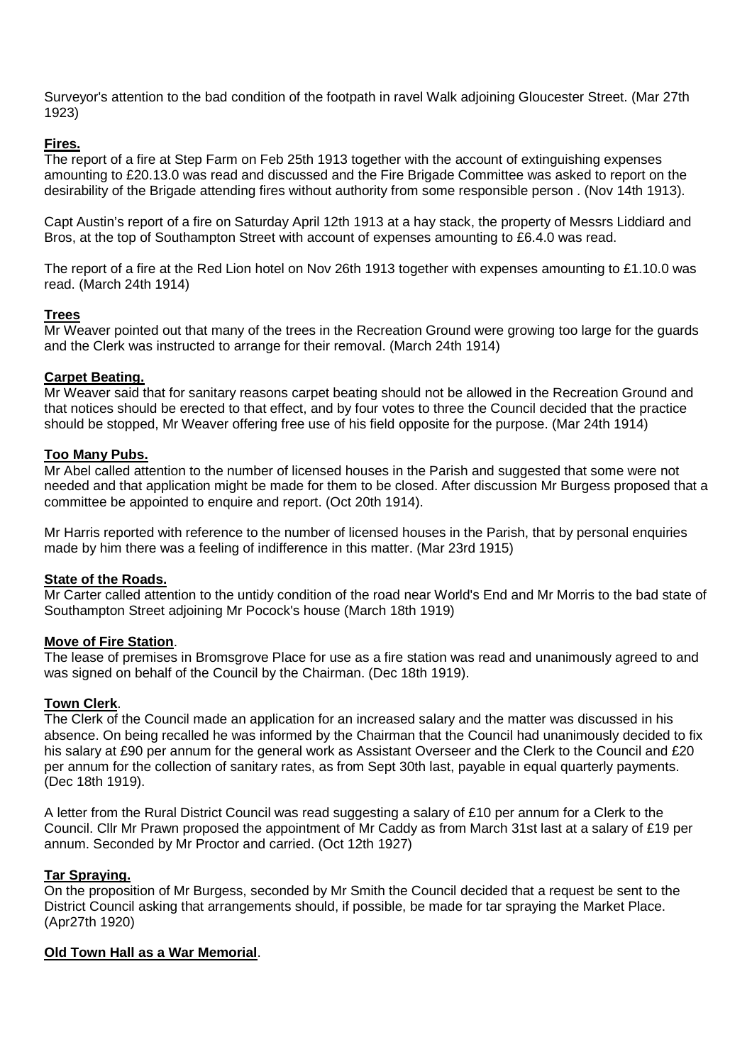Surveyor's attention to the bad condition of the footpath in ravel Walk adjoining Gloucester Street. (Mar 27th 1923)

**Fires.**

The report of a fire at Step Farm on Feb 25th 1913 together with the account of extinguishing expenses amounting to £20.13.0 was read and discussed and the Fire Brigade Committee was asked to report on the desirability of the Brigade attending fires without authority from some responsible person . (Nov 14th 1913).

Capt Austin's report of a fire on Saturday April 12th 1913 at a hay stack, the property of Messrs Liddiard and Bros, at the top of Southampton Street with account of expenses amounting to £6.4.0 was read.

The report of a fire at the Red Lion hotel on Nov 26th 1913 together with expenses amounting to £1.10.0 was read. (March 24th 1914)

**Trees**

Mr Weaver pointed out that many of the trees in the Recreation Ground were growing too large for the guards and the Clerk was instructed to arrange for their removal. (March 24th 1914)

**Carpet Beating.**

Mr Weaver said that for sanitary reasons carpet beating should not be allowed in the Recreation Ground and that notices should be erected to that effect, and by four votes to three the Council decided that the practice should be stopped, Mr Weaver offering free use of his field opposite for the purpose. (Mar 24th 1914)

**Too Many Pubs.**

Mr Abel called attention to the number of licensed houses in the Parish and suggested that some were not needed and that application might be made for them to be closed. After discussion Mr Burgess proposed that a committee be appointed to enquire and report. (Oct 20th 1914).

Mr Harris reported with reference to the number of licensed houses in the Parish, that by personal enquiries made by him there was a feeling of indifference in this matter. (Mar 23rd 1915)

**State of the Roads.**

Mr Carter called attention to the untidy condition of the road near World's End and Mr Morris to the bad state of Southampton Street adjoining Mr Pocock's house (March 18th 1919)

**Move of Fire Station**.

The lease of premises in Bromsgrove Place for use as a fire station was read and unanimously agreed to and was signed on behalf of the Council by the Chairman. (Dec 18th 1919).

**Town Clerk**.

The Clerk of the Council made an application for an increased salary and the matter was discussed in his absence. On being recalled he was informed by the Chairman that the Council had unanimously decided to fix his salary at £90 per annum for the general work as Assistant Overseer and the Clerk to the Council and £20 per annum for the collection of sanitary rates, as from Sept 30th last, payable in equal quarterly payments. (Dec 18th 1919).

A letter from the Rural District Council was read suggesting a salary of £10 per annum for a Clerk to the Council. Cllr Mr Prawn proposed the appointment of Mr Caddy as from March 31st last at a salary of £19 per annum. Seconded by Mr Proctor and carried. (Oct 12th 1927)

**Tar Spraying.**

On the proposition of Mr Burgess, seconded by Mr Smith the Council decided that a request be sent to the District Council asking that arrangements should, if possible, be made for tar spraying the Market Place. (Apr27th 1920)

**Old Town Hall as a War Memorial**.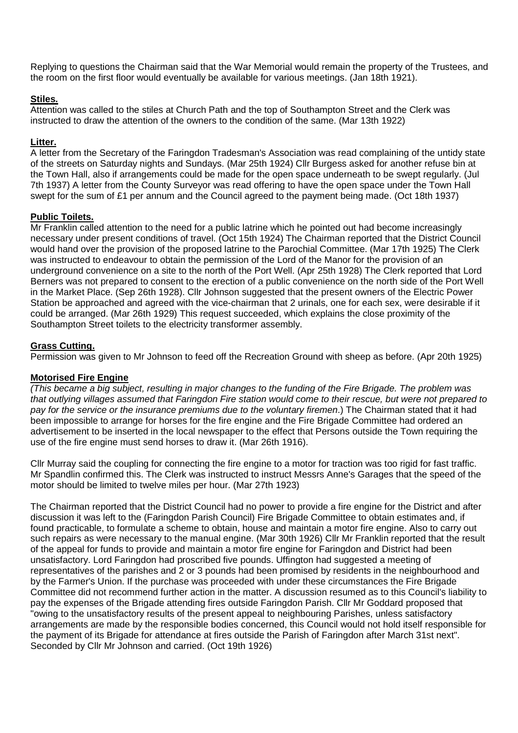Replying to questions the Chairman said that the War Memorial would remain the property of the Trustees, and the room on the first floor would eventually be available for various meetings. (Jan 18th 1921).

**Stiles.**

Attention was called to the stiles at Church Path and the top of Southampton Street and the Clerk was instructed to draw the attention of the owners to the condition of the same. (Mar 13th 1922)

**Litter.**

A letter from the Secretary of the Faringdon Tradesman's Association was read complaining of the untidy state of the streets on Saturday nights and Sundays. (Mar 25th 1924) Cllr Burgess asked for another refuse bin at the Town Hall, also if arrangements could be made for the open space underneath to be swept regularly. (Jul 7th 1937) A letter from the County Surveyor was read offering to have the open space under the Town Hall swept for the sum of £1 per annum and the Council agreed to the payment being made. (Oct 18th 1937)

**Public Toilets.**

Mr Franklin called attention to the need for a public latrine which he pointed out had become increasingly necessary under present conditions of travel. (Oct 15th 1924) The Chairman reported that the District Council would hand over the provision of the proposed latrine to the Parochial Committee. (Mar 17th 1925) The Clerk was instructed to endeavour to obtain the permission of the Lord of the Manor for the provision of an underground convenience on a site to the north of the Port Well. (Apr 25th 1928) The Clerk reported that Lord Berners was not prepared to consent to the erection of a public convenience on the north side of the Port Well in the Market Place. (Sep 26th 1928). Cllr Johnson suggested that the present owners of the Electric Power Station be approached and agreed with the vice-chairman that 2 urinals, one for each sex, were desirable if it could be arranged. (Mar 26th 1929) This request succeeded, which explains the close proximity of the Southampton Street toilets to the electricity transformer assembly.

**Grass Cutting.**

Permission was given to Mr Johnson to feed off the Recreation Ground with sheep as before. (Apr 20th 1925)

**Motorised Fire Engine**

*(This became a big subject, resulting in major changes to the funding of the Fire Brigade. The problem was that outlying villages assumed that Faringdon Fire station would come to their rescue, but were not prepared to pay for the service or the insurance premiums due to the voluntary firemen*.) The Chairman stated that it had been impossible to arrange for horses for the fire engine and the Fire Brigade Committee had ordered an advertisement to be inserted in the local newspaper to the effect that Persons outside the Town requiring the use of the fire engine must send horses to draw it. (Mar 26th 1916).

Cllr Murray said the coupling for connecting the fire engine to a motor for traction was too rigid for fast traffic. Mr Spandlin confirmed this. The Clerk was instructed to instruct Messrs Anne's Garages that the speed of the motor should be limited to twelve miles per hour. (Mar 27th 1923)

The Chairman reported that the District Council had no power to provide a fire engine for the District and after discussion it was left to the (Faringdon Parish Council) Fire Brigade Committee to obtain estimates and, if found practicable, to formulate a scheme to obtain, house and maintain a motor fire engine. Also to carry out such repairs as were necessary to the manual engine. (Mar 30th 1926) Cllr Mr Franklin reported that the result of the appeal for funds to provide and maintain a motor fire engine for Faringdon and District had been unsatisfactory. Lord Faringdon had proscribed five pounds. Uffington had suggested a meeting of representatives of the parishes and 2 or 3 pounds had been promised by residents in the neighbourhood and by the Farmer's Union. If the purchase was proceeded with under these circumstances the Fire Brigade Committee did not recommend further action in the matter. A discussion resumed as to this Council's liability to pay the expenses of the Brigade attending fires outside Faringdon Parish. Cllr Mr Goddard proposed that "owing to the unsatisfactory results of the present appeal to neighbouring Parishes, unless satisfactory arrangements are made by the responsible bodies concerned, this Council would not hold itself responsible for the payment of its Brigade for attendance at fires outside the Parish of Faringdon after March 31st next". Seconded by Cllr Mr Johnson and carried. (Oct 19th 1926)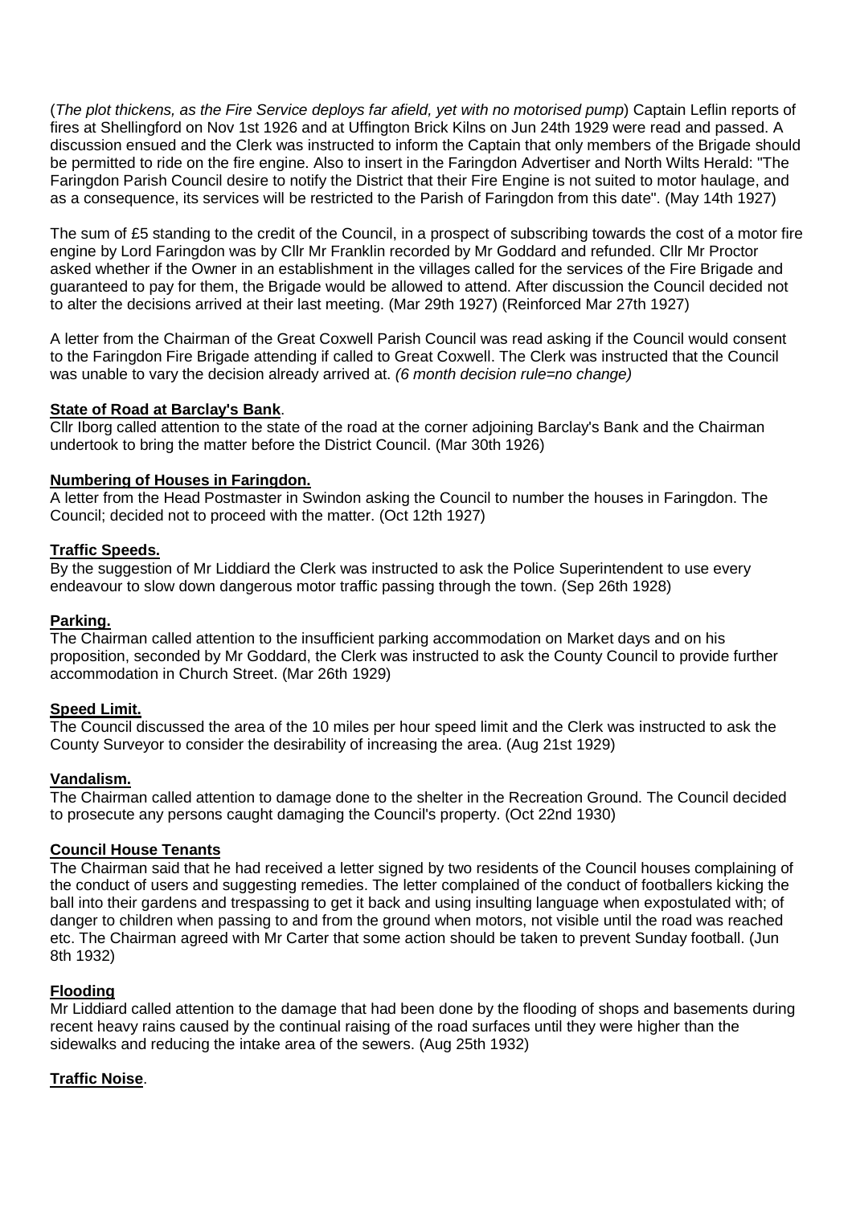(*The plot thickens, as the Fire Service deploys far afield, yet with no motorised pump*) Captain Leflin reports of fires at Shellingford on Nov 1st 1926 and at Uffington Brick Kilns on Jun 24th 1929 were read and passed. A discussion ensued and the Clerk was instructed to inform the Captain that only members of the Brigade should be permitted to ride on the fire engine. Also to insert in the Faringdon Advertiser and North Wilts Herald: "The Faringdon Parish Council desire to notify the District that their Fire Engine is not suited to motor haulage, and as a consequence, its services will be restricted to the Parish of Faringdon from this date". (May 14th 1927)

The sum of £5 standing to the credit of the Council, in a prospect of subscribing towards the cost of a motor fire engine by Lord Faringdon was by Cllr Mr Franklin recorded by Mr Goddard and refunded. Cllr Mr Proctor asked whether if the Owner in an establishment in the villages called for the services of the Fire Brigade and guaranteed to pay for them, the Brigade would be allowed to attend. After discussion the Council decided not to alter the decisions arrived at their last meeting. (Mar 29th 1927) (Reinforced Mar 27th 1927)

A letter from the Chairman of the Great Coxwell Parish Council was read asking if the Council would consent to the Faringdon Fire Brigade attending if called to Great Coxwell. The Clerk was instructed that the Council was unable to vary the decision already arrived at. *(6 month decision rule=no change)*

**State of Road at Barclay's Bank**.
Cllr Iborg called attention to the state of the road at the corner adjoining Barclay's Bank and the Chairman undertook to bring the matter before the District Council. (Mar 30th 1926)

**Numbering of Houses in Faringdon.**
A letter from the Head Postmaster in Swindon asking the Council to number the houses in Faringdon. The Council; decided not to proceed with the matter. (Oct 12th 1927)

**Traffic Speeds.**
By the suggestion of Mr Liddiard the Clerk was instructed to ask the Police Superintendent to use every endeavour to slow down dangerous motor traffic passing through the town. (Sep 26th 1928)

**Parking.**
The Chairman called attention to the insufficient parking accommodation on Market days and on his proposition, seconded by Mr Goddard, the Clerk was instructed to ask the County Council to provide further accommodation in Church Street. (Mar 26th 1929)

**Speed Limit.**
The Council discussed the area of the 10 miles per hour speed limit and the Clerk was instructed to ask the County Surveyor to consider the desirability of increasing the area. (Aug 21st 1929)

**Vandalism.**
The Chairman called attention to damage done to the shelter in the Recreation Ground. The Council decided to prosecute any persons caught damaging the Council's property. (Oct 22nd 1930)

**Council House Tenants**
The Chairman said that he had received a letter signed by two residents of the Council houses complaining of the conduct of users and suggesting remedies. The letter complained of the conduct of footballers kicking the ball into their gardens and trespassing to get it back and using insulting language when expostulated with; of danger to children when passing to and from the ground when motors, not visible until the road was reached etc. The Chairman agreed with Mr Carter that some action should be taken to prevent Sunday football. (Jun 8th 1932)

**Flooding**
Mr Liddiard called attention to the damage that had been done by the flooding of shops and basements during recent heavy rains caused by the continual raising of the road surfaces until they were higher than the sidewalks and reducing the intake area of the sewers. (Aug 25th 1932)

**Traffic Noise**.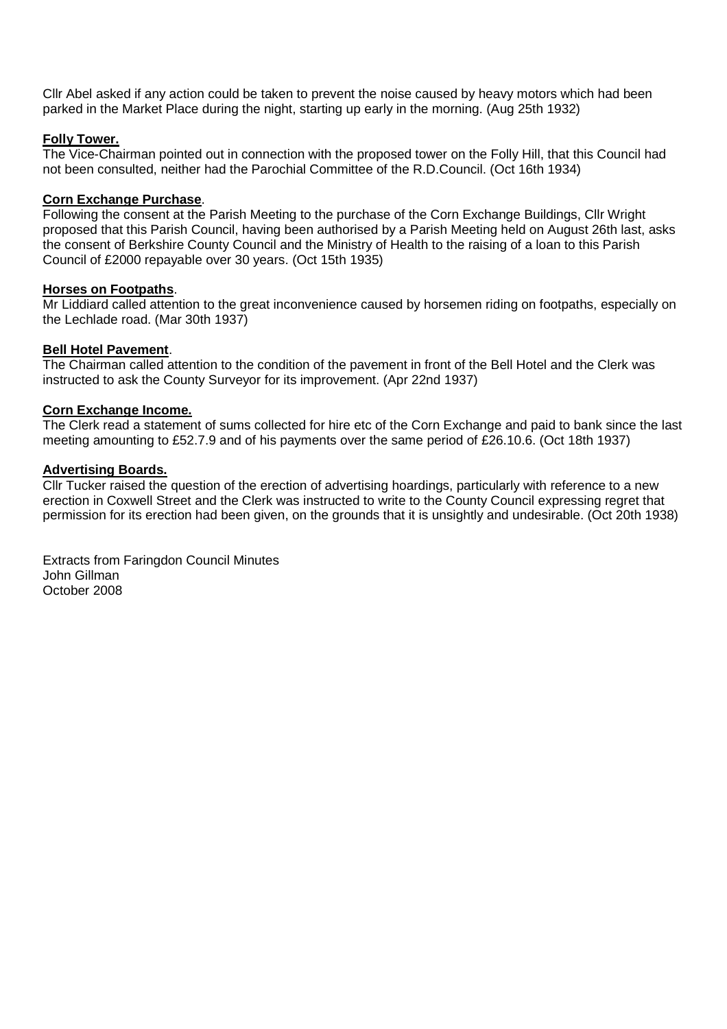Cllr Abel asked if any action could be taken to prevent the noise caused by heavy motors which had been parked in the Market Place during the night, starting up early in the morning. (Aug 25th 1932)

**Folly Tower.**

The Vice-Chairman pointed out in connection with the proposed tower on the Folly Hill, that this Council had not been consulted, neither had the Parochial Committee of the R.D.Council. (Oct 16th 1934)

**Corn Exchange Purchase**.

Following the consent at the Parish Meeting to the purchase of the Corn Exchange Buildings, Cllr Wright proposed that this Parish Council, having been authorised by a Parish Meeting held on August 26th last, asks the consent of Berkshire County Council and the Ministry of Health to the raising of a loan to this Parish Council of £2000 repayable over 30 years. (Oct 15th 1935)

**Horses on Footpaths**.

Mr Liddiard called attention to the great inconvenience caused by horsemen riding on footpaths, especially on the Lechlade road. (Mar 30th 1937)

**Bell Hotel Pavement**.

The Chairman called attention to the condition of the pavement in front of the Bell Hotel and the Clerk was instructed to ask the County Surveyor for its improvement. (Apr 22nd 1937)

**Corn Exchange Income.**

The Clerk read a statement of sums collected for hire etc of the Corn Exchange and paid to bank since the last meeting amounting to £52.7.9 and of his payments over the same period of £26.10.6. (Oct 18th 1937)

**Advertising Boards.**

Cllr Tucker raised the question of the erection of advertising hoardings, particularly with reference to a new erection in Coxwell Street and the Clerk was instructed to write to the County Council expressing regret that permission for its erection had been given, on the grounds that it is unsightly and undesirable. (Oct 20th 1938)

Extracts from Faringdon Council Minutes
John Gillman
October 2008